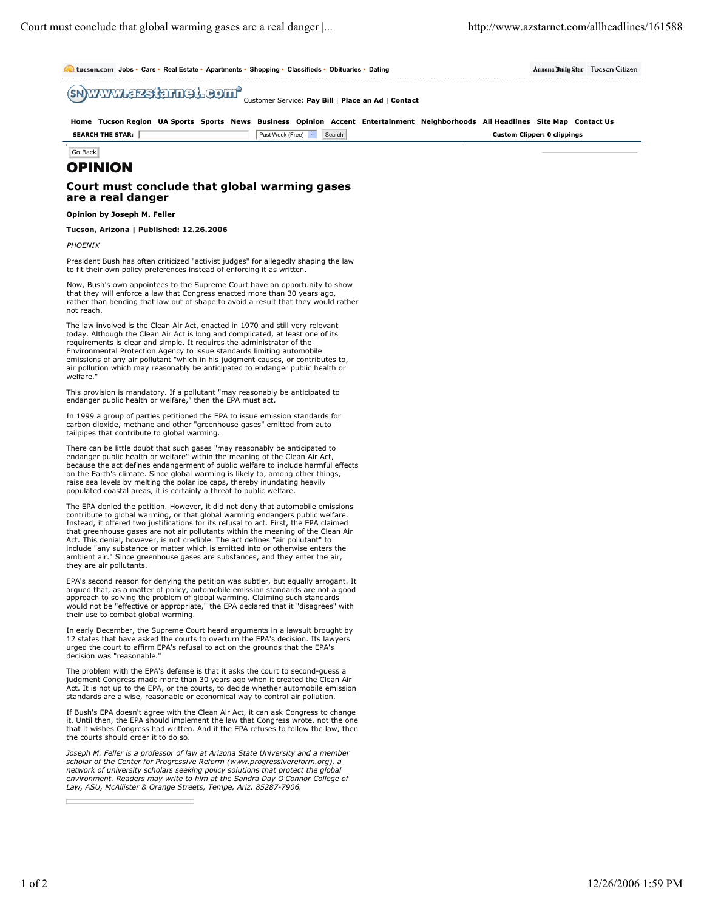# OPINION

## Court must conclude that global warming gases are a real danger

**Opinion by Joseph M. Feller**

**Tucson, Arizona | Published: 12.26.2006**

*PHOENIX*

President Bush has often criticized "activist judges" for allegedly shaping the law to fit their own policy preferences instead of enforcing it as written.

Now, Bush's own appointees to the Supreme Court have an opportunity to show that they will enforce a law that Congress enacted more than 30 years ago, rather than bending that law out of shape to avoid a result that they would rather not reach.

The law involved is the Clean Air Act, enacted in 1970 and still very relevant today. Although the Clean Air Act is long and complicated, at least one of its requirements is clear and simple. It requires the administrator of the Environmental Protection Agency to issue standards limiting automobile emissions of any air pollutant "which in his judgment causes, or contributes to, air pollution which may reasonably be anticipated to endanger public health or welfare."

This provision is mandatory. If a pollutant "may reasonably be anticipated to endanger public health or welfare," then the EPA must act.

In 1999 a group of parties petitioned the EPA to issue emission standards for carbon dioxide, methane and other "greenhouse gases" emitted from auto tailpipes that contribute to global warming.

There can be little doubt that such gases "may reasonably be anticipated to endanger public health or welfare" within the meaning of the Clean Air Act, because the act defines endangerment of public welfare to include harmful effects on the Earth's climate. Since global warming is likely to, among other things, raise sea levels by melting the polar ice caps, thereby inundating heavily populated coastal areas, it is certainly a threat to public welfare.

The EPA denied the petition. However, it did not deny that automobile emissions contribute to global warming, or that global warming endangers public welfare. Instead, it offered two justifications for its refusal to act. First, the EPA claimed that greenhouse gases are not air pollutants within the meaning of the Clean Air Act. This denial, however, is not credible. The act defines "air pollutant" to include "any substance or matter which is emitted into or otherwise enters the ambient air." Since greenhouse gases are substances, and they enter the air, they are air pollutants.

EPA's second reason for denying the petition was subtler, but equally arrogant. It argued that, as a matter of policy, automobile emission standards are not a good approach to solving the problem of global warming. Claiming such standards would not be "effective or appropriate," the EPA declared that it "disagrees" with their use to combat global warming.

In early December, the Supreme Court heard arguments in a lawsuit brought by 12 states that have asked the courts to overturn the EPA's decision. Its lawyers urged the court to affirm EPA's refusal to act on the grounds that the EPA's decision was "reasonable."

The problem with the EPA's defense is that it asks the court to second-guess a judgment Congress made more than 30 years ago when it created the Clean Air Act. It is not up to the EPA, or the courts, to decide whether automobile emission standards are a wise, reasonable or economical way to control air pollution.

If Bush's EPA doesn't agree with the Clean Air Act, it can ask Congress to change it. Until then, the EPA should implement the law that Congress wrote, not the one that it wishes Congress had written. And if the EPA refuses to follow the law, then the courts should order it to do so.

*Joseph M. Feller is a professor of law at Arizona State University and a member scholar of the Center for Progressive Reform (www.progressivereform.org), a network of university scholars seeking policy solutions that protect the global environment. Readers may write to him at the Sandra Day O'Connor College of Law, ASU, McAllister & Orange Streets, Tempe, Ariz. 85287-7906.*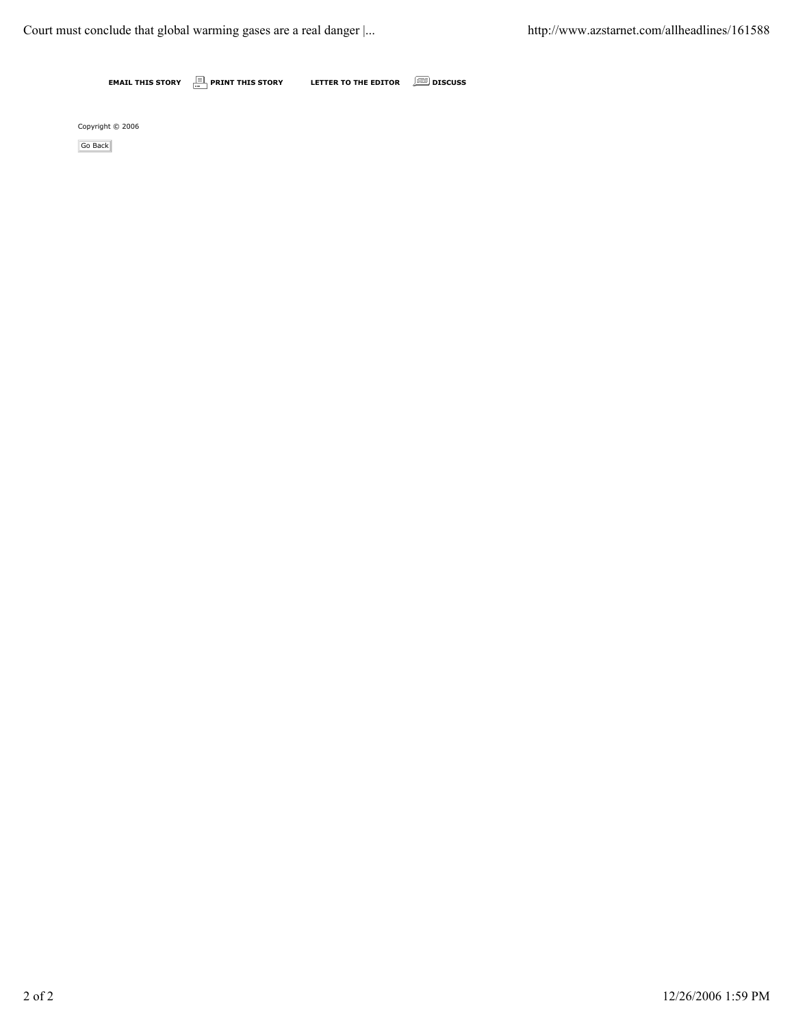EMAIL THIS STORY PRINT THIS STORY LETTER TO THE EDITOR DISCUSS

Copyright © 2006

Go Back